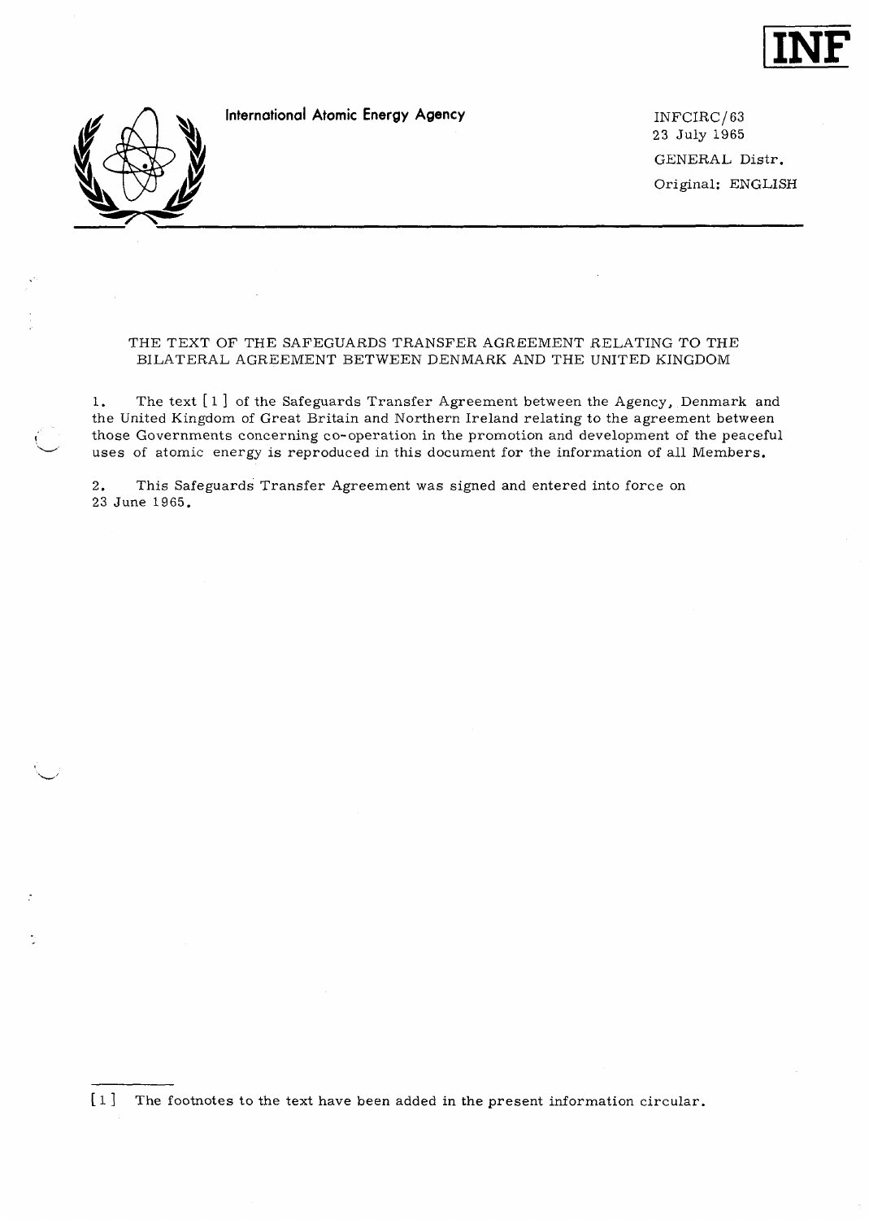INF

International Atomic Energy Agency

INFCIRC/63
23 July 1965
GENERAL Distr.
Original: ENGLISH

# THE TEXT OF THE SAFEGUARDS TRANSFER AGREEMENT RELATING TO THE BILATERAL AGREEMENT BETWEEN DENMARK AND THE UNITED KINGDOM

1. The text [1] of the Safeguards Transfer Agreement between the Agency, Denmark and the United Kingdom of Great Britain and Northern Ireland relating to the agreement between those Governments concerning co-operation in the promotion and development of the peaceful uses of atomic energy is reproduced in this document for the information of all Members.

2. This Safeguards Transfer Agreement was signed and entered into force on 23 June 1965.

[1] The footnotes to the text have been added in the present information circular.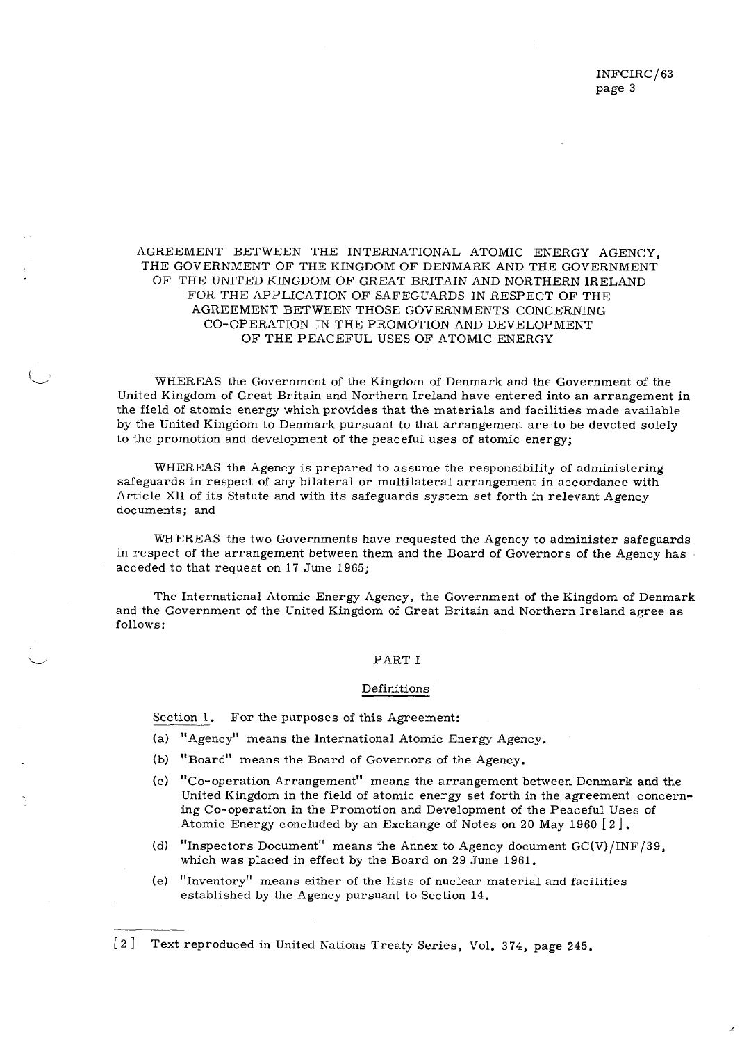# AGREEMENT BETWEEN THE INTERNATIONAL ATOMIC ENERGY AGENCY, THE GOVERNMENT OF THE KINGDOM OF DENMARK AND THE GOVERNMENT OF THE UNITED KINGDOM OF GREAT BRITAIN AND NORTHERN IRELAND FOR THE APPLICATION OF SAFEGUARDS IN RESPECT OF THE AGREEMENT BETWEEN THOSE GOVERNMENTS CONCERNING CO-OPERATION IN THE PROMOTION AND DEVELOPMENT OF THE PEACEFUL USES OF ATOMIC ENERGY

WHEREAS the Government of the Kingdom of Denmark and the Government of the United Kingdom of Great Britain and Northern Ireland have entered into an arrangement in the field of atomic energy which provides that the materials and facilities made available by the United Kingdom to Denmark pursuant to that arrangement are to be devoted solely to the promotion and development of the peaceful uses of atomic energy;

WHEREAS the Agency is prepared to assume the responsibility of administering safeguards in respect of any bilateral or multilateral arrangement in accordance with Article XII of its Statute and with its safeguards system set forth in relevant Agency documents; and

WHEREAS the two Governments have requested the Agency to administer safeguards in respect of the arrangement between them and the Board of Governors of the Agency has acceded to that request on 17 June 1965;

The International Atomic Energy Agency, the Government of the Kingdom of Denmark and the Government of the United Kingdom of Great Britain and Northern Ireland agree as follows:

## PART I

### Definitions

Section 1. For the purposes of this Agreement:

(a) "Agency" means the International Atomic Energy Agency.

(b) "Board" means the Board of Governors of the Agency.

(c) "Co-operation Arrangement" means the arrangement between Denmark and the United Kingdom in the field of atomic energy set forth in the agreement concerning Co-operation in the Promotion and Development of the Peaceful Uses of Atomic Energy concluded by an Exchange of Notes on 20 May 1960 [2].

(d) "Inspectors Document" means the Annex to Agency document GC(V)/INF/39, which was placed in effect by the Board on 29 June 1961.

(e) "Inventory" means either of the lists of nuclear material and facilities established by the Agency pursuant to Section 14.

[2] Text reproduced in United Nations Treaty Series, Vol. 374, page 245.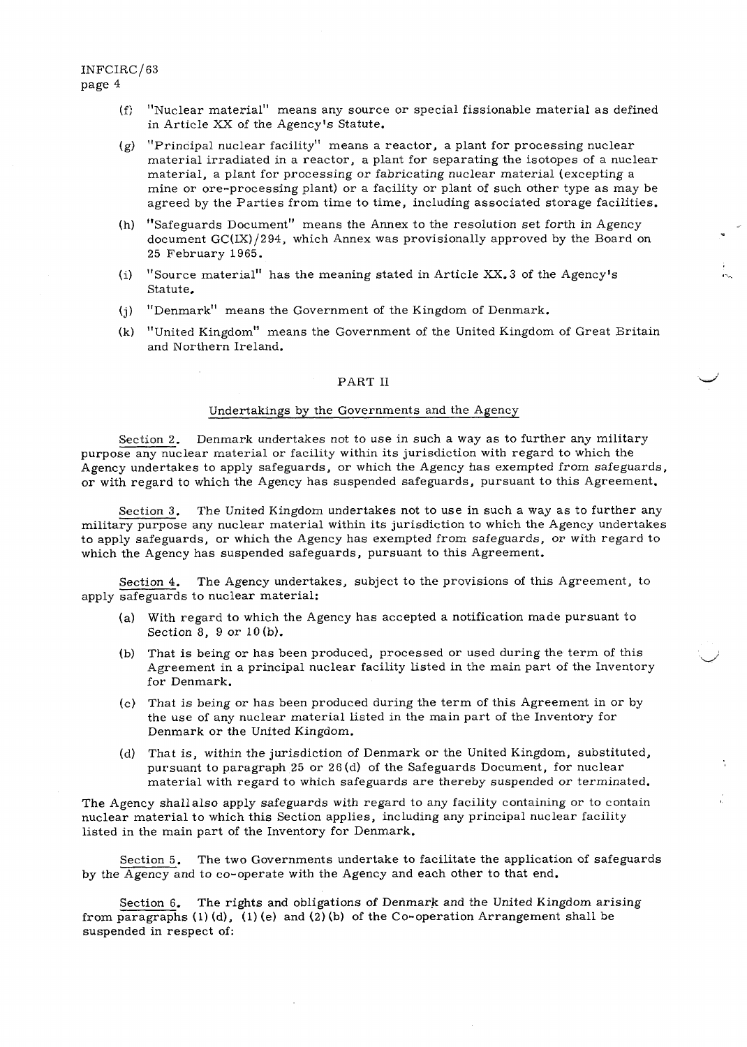(f) "Nuclear material" means any source or special fissionable material as defined in Article XX of the Agency's Statute.

(g) "Principal nuclear facility" means a reactor, a plant for processing nuclear material irradiated in a reactor, a plant for separating the isotopes of a nuclear material, a plant for processing or fabricating nuclear material (excepting a mine or ore-processing plant) or a facility or plant of such other type as may be agreed by the Parties from time to time, including associated storage facilities.

(h) "Safeguards Document" means the Annex to the resolution set forth in Agency document GC(IX)/294, which Annex was provisionally approved by the Board on 25 February 1965.

(i) "Source material" has the meaning stated in Article XX.3 of the Agency's Statute.

(j) "Denmark" means the Government of the Kingdom of Denmark.

(k) "United Kingdom" means the Government of the United Kingdom of Great Britain and Northern Ireland.

## PART II

### Undertakings by the Governments and the Agency

Section 2. Denmark undertakes not to use in such a way as to further any military purpose any nuclear material or facility within its jurisdiction with regard to which the Agency undertakes to apply safeguards, or which the Agency has exempted from safeguards, or with regard to which the Agency has suspended safeguards, pursuant to this Agreement.

Section 3. The United Kingdom undertakes not to use in such a way as to further any military purpose any nuclear material within its jurisdiction to which the Agency undertakes to apply safeguards, or which the Agency has exempted from safeguards, or with regard to which the Agency has suspended safeguards, pursuant to this Agreement.

Section 4. The Agency undertakes, subject to the provisions of this Agreement, to apply safeguards to nuclear material:

(a) With regard to which the Agency has accepted a notification made pursuant to Section 8, 9 or 10(b).

(b) That is being or has been produced, processed or used during the term of this Agreement in a principal nuclear facility listed in the main part of the Inventory for Denmark.

(c) That is being or has been produced during the term of this Agreement in or by the use of any nuclear material listed in the main part of the Inventory for Denmark or the United Kingdom.

(d) That is, within the jurisdiction of Denmark or the United Kingdom, substituted, pursuant to paragraph 25 or 26(d) of the Safeguards Document, for nuclear material with regard to which safeguards are thereby suspended or terminated.

The Agency shall also apply safeguards with regard to any facility containing or to contain nuclear material to which this Section applies, including any principal nuclear facility listed in the main part of the Inventory for Denmark.

Section 5. The two Governments undertake to facilitate the application of safeguards by the Agency and to co-operate with the Agency and each other to that end.

Section 6. The rights and obligations of Denmark and the United Kingdom arising from paragraphs (1)(d), (1)(e) and (2)(b) of the Co-operation Arrangement shall be suspended in respect of: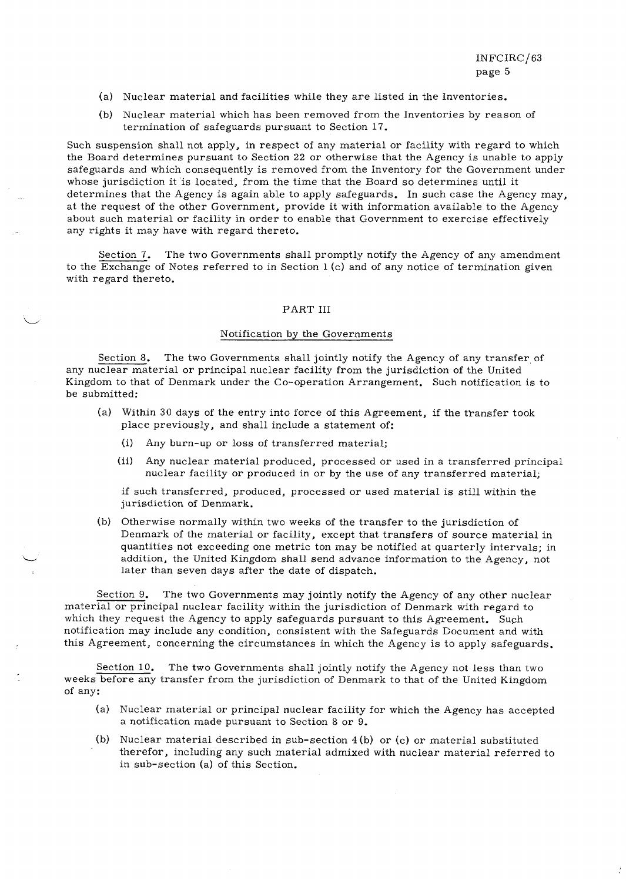(a) Nuclear material and facilities while they are listed in the Inventories.

(b) Nuclear material which has been removed from the Inventories by reason of termination of safeguards pursuant to Section 17.

Such suspension shall not apply, in respect of any material or facility with regard to which the Board determines pursuant to Section 22 or otherwise that the Agency is unable to apply safeguards and which consequently is removed from the Inventory for the Government under whose jurisdiction it is located, from the time that the Board so determines until it determines that the Agency is again able to apply safeguards. In such case the Agency may, at the request of the other Government, provide it with information available to the Agency about such material or facility in order to enable that Government to exercise effectively any rights it may have with regard thereto.

Section 7. The two Governments shall promptly notify the Agency of any amendment to the Exchange of Notes referred to in Section 1 (c) and of any notice of termination given with regard thereto.

## PART III

### Notification by the Governments

Section 8. The two Governments shall jointly notify the Agency of any transfer of any nuclear material or principal nuclear facility from the jurisdiction of the United Kingdom to that of Denmark under the Co-operation Arrangement. Such notification is to be submitted:

(a) Within 30 days of the entry into force of this Agreement, if the transfer took place previously, and shall include a statement of:

  (i) Any burn-up or loss of transferred material;

  (ii) Any nuclear material produced, processed or used in a transferred principal nuclear facility or produced in or by the use of any transferred material;

  if such transferred, produced, processed or used material is still within the jurisdiction of Denmark.

(b) Otherwise normally within two weeks of the transfer to the jurisdiction of Denmark of the material or facility, except that transfers of source material in quantities not exceeding one metric ton may be notified at quarterly intervals; in addition, the United Kingdom shall send advance information to the Agency, not later than seven days after the date of dispatch.

Section 9. The two Governments may jointly notify the Agency of any other nuclear material or principal nuclear facility within the jurisdiction of Denmark with regard to which they request the Agency to apply safeguards pursuant to this Agreement. Such notification may include any condition, consistent with the Safeguards Document and with this Agreement, concerning the circumstances in which the Agency is to apply safeguards.

Section 10. The two Governments shall jointly notify the Agency not less than two weeks before any transfer from the jurisdiction of Denmark to that of the United Kingdom of any:

(a) Nuclear material or principal nuclear facility for which the Agency has accepted a notification made pursuant to Section 8 or 9.

(b) Nuclear material described in sub-section 4 (b) or (c) or material substituted therefor, including any such material admixed with nuclear material referred to in sub-section (a) of this Section.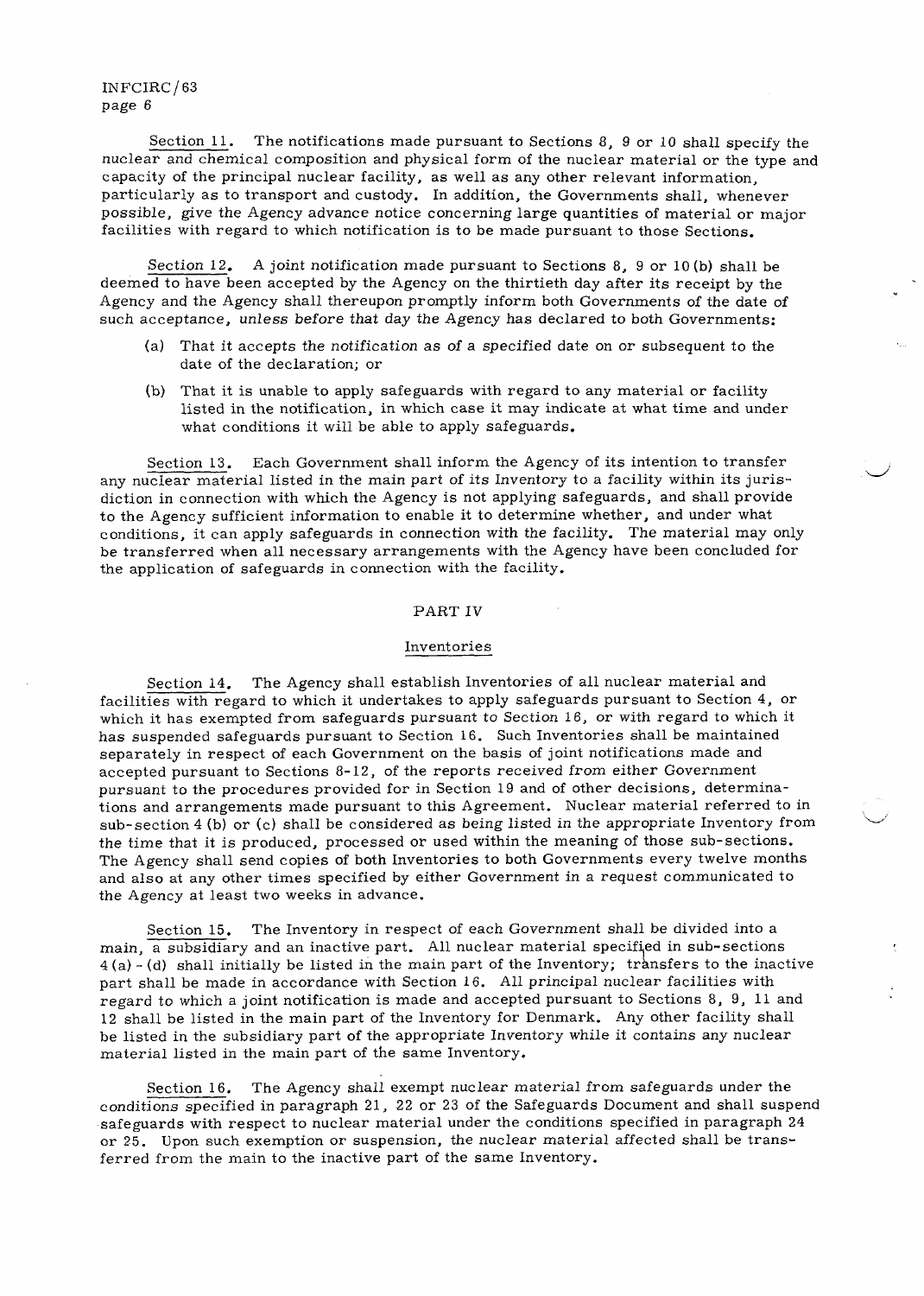Section 11. The notifications made pursuant to Sections 8, 9 or 10 shall specify the nuclear and chemical composition and physical form of the nuclear material or the type and capacity of the principal nuclear facility, as well as any other relevant information, particularly as to transport and custody. In addition, the Governments shall, whenever possible, give the Agency advance notice concerning large quantities of material or major facilities with regard to which notification is to be made pursuant to those Sections.

Section 12. A joint notification made pursuant to Sections 8, 9 or 10 (b) shall be deemed to have been accepted by the Agency on the thirtieth day after its receipt by the Agency and the Agency shall thereupon promptly inform both Governments of the date of such acceptance, unless before that day the Agency has declared to both Governments:

(a) That it accepts the notification as of a specified date on or subsequent to the date of the declaration; or

(b) That it is unable to apply safeguards with regard to any material or facility listed in the notification, in which case it may indicate at what time and under what conditions it will be able to apply safeguards.

Section 13. Each Government shall inform the Agency of its intention to transfer any nuclear material listed in the main part of its Inventory to a facility within its jurisdiction in connection with which the Agency is not applying safeguards, and shall provide to the Agency sufficient information to enable it to determine whether, and under what conditions, it can apply safeguards in connection with the facility. The material may only be transferred when all necessary arrangements with the Agency have been concluded for the application of safeguards in connection with the facility.

## PART IV

### Inventories

Section 14. The Agency shall establish Inventories of all nuclear material and facilities with regard to which it undertakes to apply safeguards pursuant to Section 4, or which it has exempted from safeguards pursuant to Section 16, or with regard to which it has suspended safeguards pursuant to Section 16. Such Inventories shall be maintained separately in respect of each Government on the basis of joint notifications made and accepted pursuant to Sections 8-12, of the reports received from either Government pursuant to the procedures provided for in Section 19 and of other decisions, determinations and arrangements made pursuant to this Agreement. Nuclear material referred to in sub-section 4 (b) or (c) shall be considered as being listed in the appropriate Inventory from the time that it is produced, processed or used within the meaning of those sub-sections. The Agency shall send copies of both Inventories to both Governments every twelve months and also at any other times specified by either Government in a request communicated to the Agency at least two weeks in advance.

Section 15. The Inventory in respect of each Government shall be divided into a main, a subsidiary and an inactive part. All nuclear material specified in sub-sections 4 (a) - (d) shall initially be listed in the main part of the Inventory; transfers to the inactive part shall be made in accordance with Section 16. All principal nuclear facilities with regard to which a joint notification is made and accepted pursuant to Sections 8, 9, 11 and 12 shall be listed in the main part of the Inventory for Denmark. Any other facility shall be listed in the subsidiary part of the appropriate Inventory while it contains any nuclear material listed in the main part of the same Inventory.

Section 16. The Agency shall exempt nuclear material from safeguards under the conditions specified in paragraph 21, 22 or 23 of the Safeguards Document and shall suspend safeguards with respect to nuclear material under the conditions specified in paragraph 24 or 25. Upon such exemption or suspension, the nuclear material affected shall be transferred from the main to the inactive part of the same Inventory.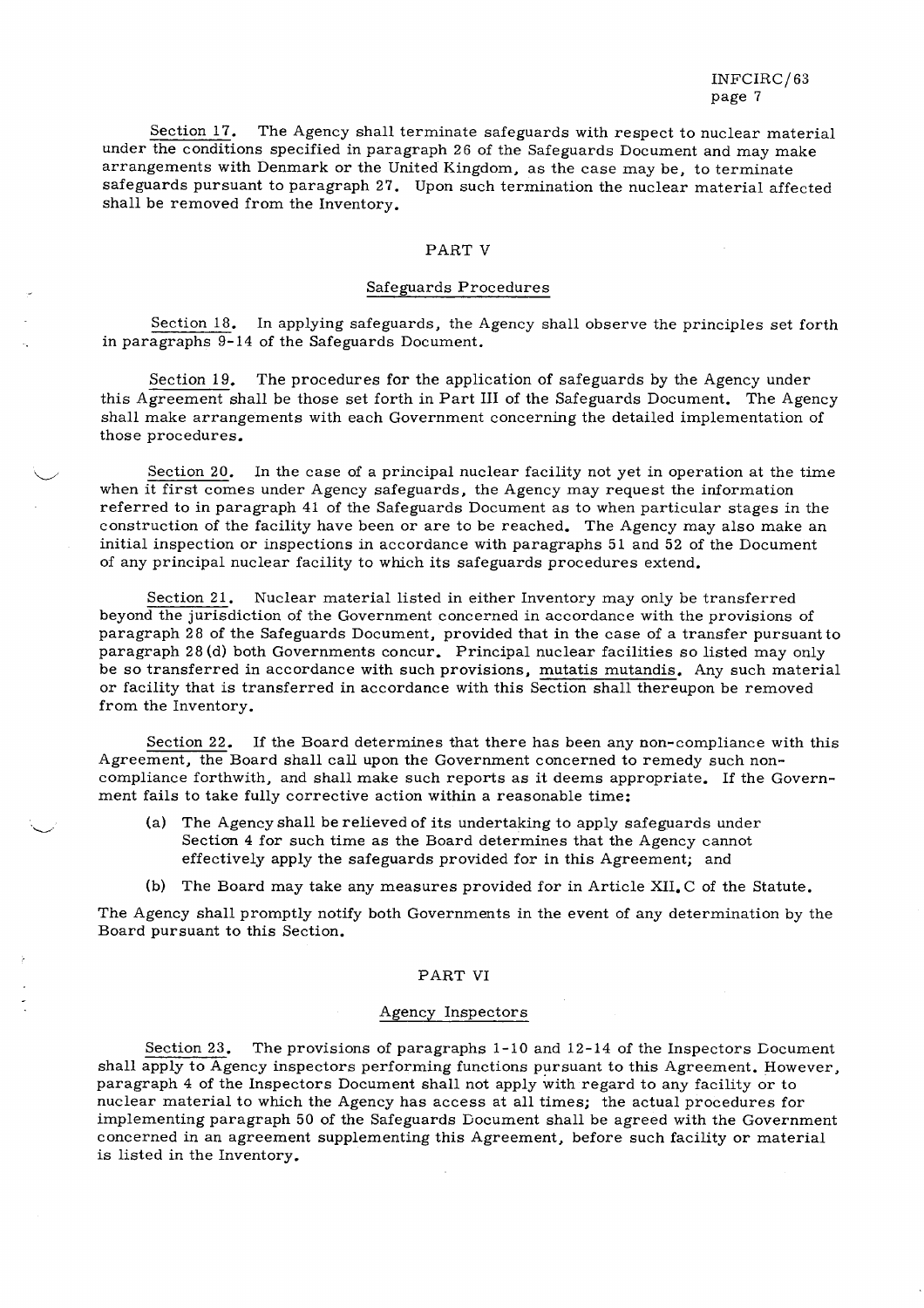Section 17. The Agency shall terminate safeguards with respect to nuclear material under the conditions specified in paragraph 26 of the Safeguards Document and may make arrangements with Denmark or the United Kingdom, as the case may be, to terminate safeguards pursuant to paragraph 27. Upon such termination the nuclear material affected shall be removed from the Inventory.

## PART V

### Safeguards Procedures

Section 18. In applying safeguards, the Agency shall observe the principles set forth in paragraphs 9-14 of the Safeguards Document.

Section 19. The procedures for the application of safeguards by the Agency under this Agreement shall be those set forth in Part III of the Safeguards Document. The Agency shall make arrangements with each Government concerning the detailed implementation of those procedures.

Section 20. In the case of a principal nuclear facility not yet in operation at the time when it first comes under Agency safeguards, the Agency may request the information referred to in paragraph 41 of the Safeguards Document as to when particular stages in the construction of the facility have been or are to be reached. The Agency may also make an initial inspection or inspections in accordance with paragraphs 51 and 52 of the Document of any principal nuclear facility to which its safeguards procedures extend.

Section 21. Nuclear material listed in either Inventory may only be transferred beyond the jurisdiction of the Government concerned in accordance with the provisions of paragraph 28 of the Safeguards Document, provided that in the case of a transfer pursuant to paragraph 28 (d) both Governments concur. Principal nuclear facilities so listed may only be so transferred in accordance with such provisions, *mutatis mutandis*. Any such material or facility that is transferred in accordance with this Section shall thereupon be removed from the Inventory.

Section 22. If the Board determines that there has been any non-compliance with this Agreement, the Board shall call upon the Government concerned to remedy such non-compliance forthwith, and shall make such reports as it deems appropriate. If the Government fails to take fully corrective action within a reasonable time:

(a) The Agency shall be relieved of its undertaking to apply safeguards under Section 4 for such time as the Board determines that the Agency cannot effectively apply the safeguards provided for in this Agreement; and

(b) The Board may take any measures provided for in Article XII.C of the Statute.

The Agency shall promptly notify both Governments in the event of any determination by the Board pursuant to this Section.

## PART VI

### Agency Inspectors

Section 23. The provisions of paragraphs 1-10 and 12-14 of the Inspectors Document shall apply to Agency inspectors performing functions pursuant to this Agreement. However, paragraph 4 of the Inspectors Document shall not apply with regard to any facility or to nuclear material to which the Agency has access at all times; the actual procedures for implementing paragraph 50 of the Safeguards Document shall be agreed with the Government concerned in an agreement supplementing this Agreement, before such facility or material is listed in the Inventory.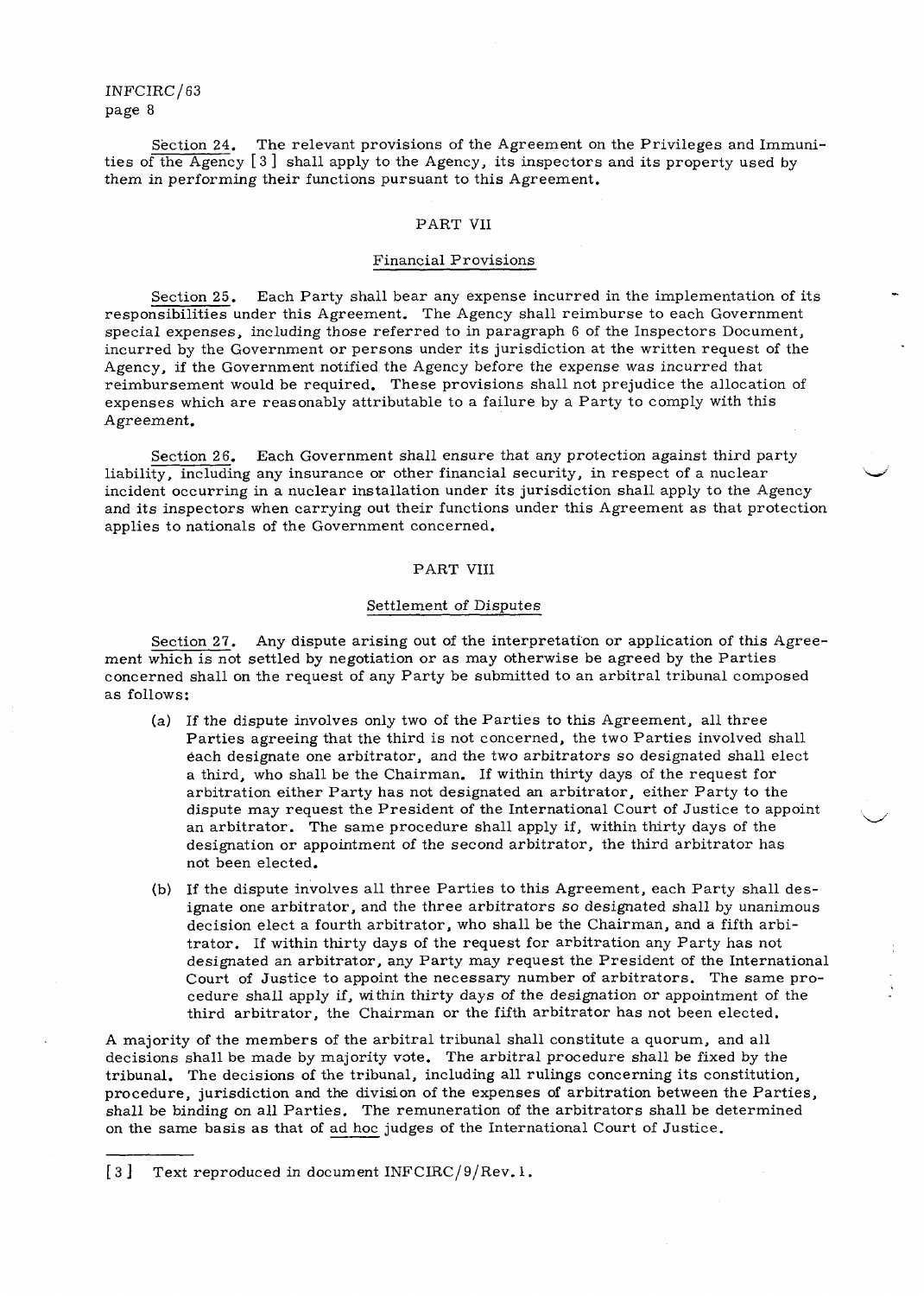Section 24. The relevant provisions of the Agreement on the Privileges and Immunities of the Agency [3] shall apply to the Agency, its inspectors and its property used by them in performing their functions pursuant to this Agreement.

## PART VII

### Financial Provisions

Section 25. Each Party shall bear any expense incurred in the implementation of its responsibilities under this Agreement. The Agency shall reimburse to each Government special expenses, including those referred to in paragraph 6 of the Inspectors Document, incurred by the Government or persons under its jurisdiction at the written request of the Agency, if the Government notified the Agency before the expense was incurred that reimbursement would be required. These provisions shall not prejudice the allocation of expenses which are reasonably attributable to a failure by a Party to comply with this Agreement.

Section 26. Each Government shall ensure that any protection against third party liability, including any insurance or other financial security, in respect of a nuclear incident occurring in a nuclear installation under its jurisdiction shall apply to the Agency and its inspectors when carrying out their functions under this Agreement as that protection applies to nationals of the Government concerned.

## PART VIII

### Settlement of Disputes

Section 27. Any dispute arising out of the interpretation or application of this Agreement which is not settled by negotiation or as may otherwise be agreed by the Parties concerned shall on the request of any Party be submitted to an arbitral tribunal composed as follows:

(a) If the dispute involves only two of the Parties to this Agreement, all three Parties agreeing that the third is not concerned, the two Parties involved shall each designate one arbitrator, and the two arbitrators so designated shall elect a third, who shall be the Chairman. If within thirty days of the request for arbitration either Party has not designated an arbitrator, either Party to the dispute may request the President of the International Court of Justice to appoint an arbitrator. The same procedure shall apply if, within thirty days of the designation or appointment of the second arbitrator, the third arbitrator has not been elected.

(b) If the dispute involves all three Parties to this Agreement, each Party shall designate one arbitrator, and the three arbitrators so designated shall by unanimous decision elect a fourth arbitrator, who shall be the Chairman, and a fifth arbitrator. If within thirty days of the request for arbitration any Party has not designated an arbitrator, any Party may request the President of the International Court of Justice to appoint the necessary number of arbitrators. The same procedure shall apply if, within thirty days of the designation or appointment of the third arbitrator, the Chairman or the fifth arbitrator has not been elected.

A majority of the members of the arbitral tribunal shall constitute a quorum, and all decisions shall be made by majority vote. The arbitral procedure shall be fixed by the tribunal. The decisions of the tribunal, including all rulings concerning its constitution, procedure, jurisdiction and the division of the expenses of arbitration between the Parties, shall be binding on all Parties. The remuneration of the arbitrators shall be determined on the same basis as that of ad hoc judges of the International Court of Justice.

---

[3] Text reproduced in document INFCIRC/9/Rev.1.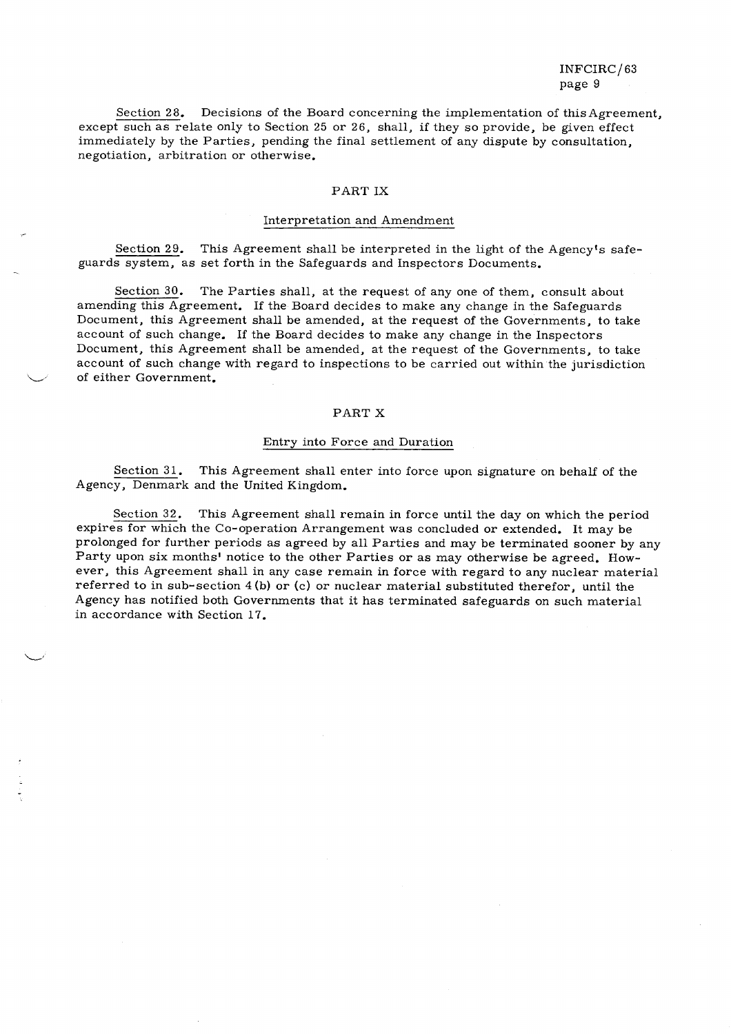Section 28. Decisions of the Board concerning the implementation of this Agreement, except such as relate only to Section 25 or 26, shall, if they so provide, be given effect immediately by the Parties, pending the final settlement of any dispute by consultation, negotiation, arbitration or otherwise.

## PART IX

### Interpretation and Amendment

Section 29. This Agreement shall be interpreted in the light of the Agency's safeguards system, as set forth in the Safeguards and Inspectors Documents.

Section 30. The Parties shall, at the request of any one of them, consult about amending this Agreement. If the Board decides to make any change in the Safeguards Document, this Agreement shall be amended, at the request of the Governments, to take account of such change. If the Board decides to make any change in the Inspectors Document, this Agreement shall be amended, at the request of the Governments, to take account of such change with regard to inspections to be carried out within the jurisdiction of either Government.

## PART X

### Entry into Force and Duration

Section 31. This Agreement shall enter into force upon signature on behalf of the Agency, Denmark and the United Kingdom.

Section 32. This Agreement shall remain in force until the day on which the period expires for which the Co-operation Arrangement was concluded or extended. It may be prolonged for further periods as agreed by all Parties and may be terminated sooner by any Party upon six months' notice to the other Parties or as may otherwise be agreed. However, this Agreement shall in any case remain in force with regard to any nuclear material referred to in sub-section 4(b) or (c) or nuclear material substituted therefor, until the Agency has notified both Governments that it has terminated safeguards on such material in accordance with Section 17.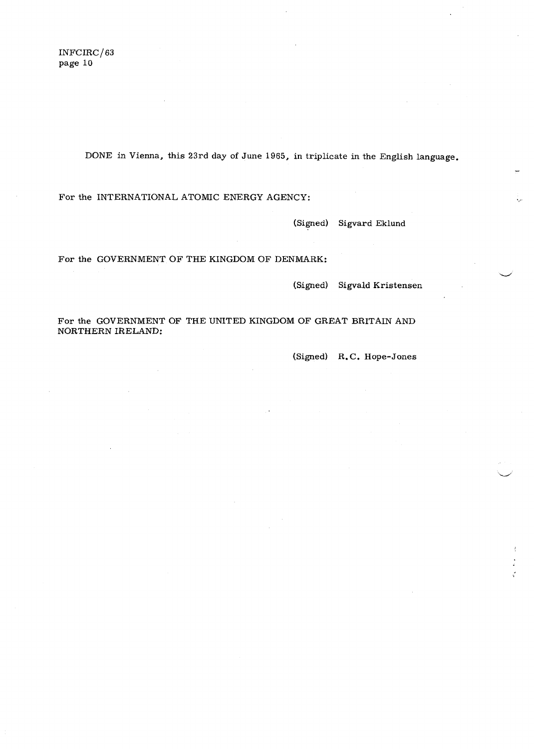DONE in Vienna, this 23rd day of June 1965, in triplicate in the English language.

For the INTERNATIONAL ATOMIC ENERGY AGENCY:

(Signed) Sigvard Eklund

For the GOVERNMENT OF THE KINGDOM OF DENMARK:

(Signed) Sigvald Kristensen

For the GOVERNMENT OF THE UNITED KINGDOM OF GREAT BRITAIN AND NORTHERN IRELAND:

(Signed) R.C. Hope-Jones